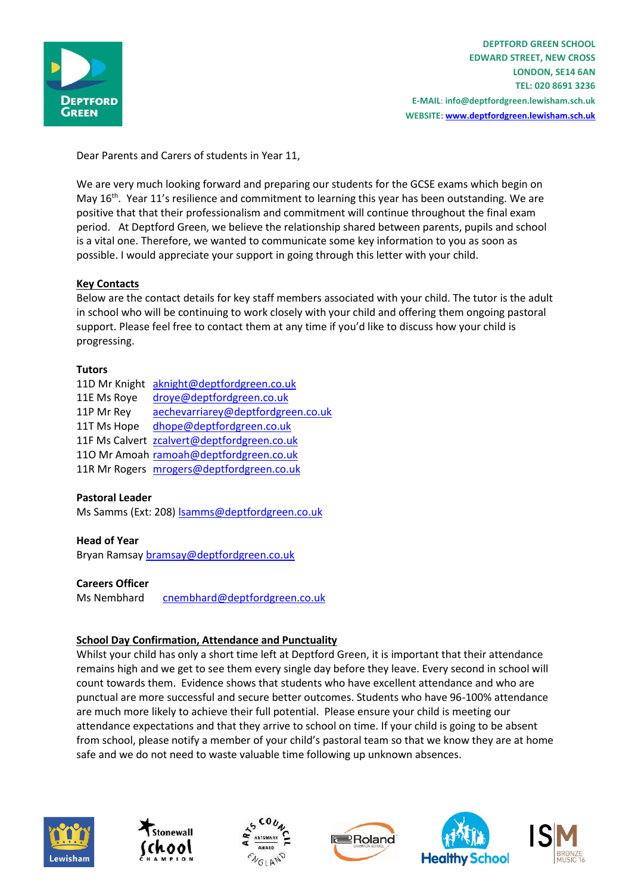DEPTFORD GREEN SCHOOL
EDWARD STREET, NEW CROSS
LONDON, SE14 6AN
TEL: 020 8691 3236
E-MAIL: info@deptfordgreen.lewisham.sch.uk
WEBSITE: www.deptfordgreen.lewisham.sch.uk

Dear Parents and Carers of students in Year 11,

We are very much looking forward and preparing our students for the GCSE exams which begin on May 16th. Year 11's resilience and commitment to learning this year has been outstanding. We are positive that that their professionalism and commitment will continue throughout the final exam period. At Deptford Green, we believe the relationship shared between parents, pupils and school is a vital one. Therefore, we wanted to communicate some key information to you as soon as possible. I would appreciate your support in going through this letter with your child.

**Key Contacts**

Below are the contact details for key staff members associated with your child. The tutor is the adult in school who will be continuing to work closely with your child and offering them ongoing pastoral support. Please feel free to contact them at any time if you'd like to discuss how your child is progressing.

**Tutors**

11D Mr Knight aknight@deptfordgreen.co.uk
11E Ms Roye droye@deptfordgreen.co.uk
11P Mr Rey aechevarriarey@deptfordgreen.co.uk
11T Ms Hope dhope@deptfordgreen.co.uk
11F Ms Calvert zcalvert@deptfordgreen.co.uk
11O Mr Amoah ramoah@deptfordgreen.co.uk
11R Mr Rogers mrogers@deptfordgreen.co.uk

**Pastoral Leader**

Ms Samms (Ext: 208) lsamms@deptfordgreen.co.uk

**Head of Year**

Bryan Ramsay bramsay@deptfordgreen.co.uk

**Careers Officer**

Ms Nembhard cnembhard@deptfordgreen.co.uk

**School Day Confirmation, Attendance and Punctuality**

Whilst your child has only a short time left at Deptford Green, it is important that their attendance remains high and we get to see them every single day before they leave. Every second in school will count towards them. Evidence shows that students who have excellent attendance and who are punctual are more successful and secure better outcomes. Students who have 96-100% attendance are much more likely to achieve their full potential. Please ensure your child is meeting our attendance expectations and that they arrive to school on time. If your child is going to be absent from school, please notify a member of your child's pastoral team so that we know they are at home safe and we do not need to waste valuable time following up unknown absences.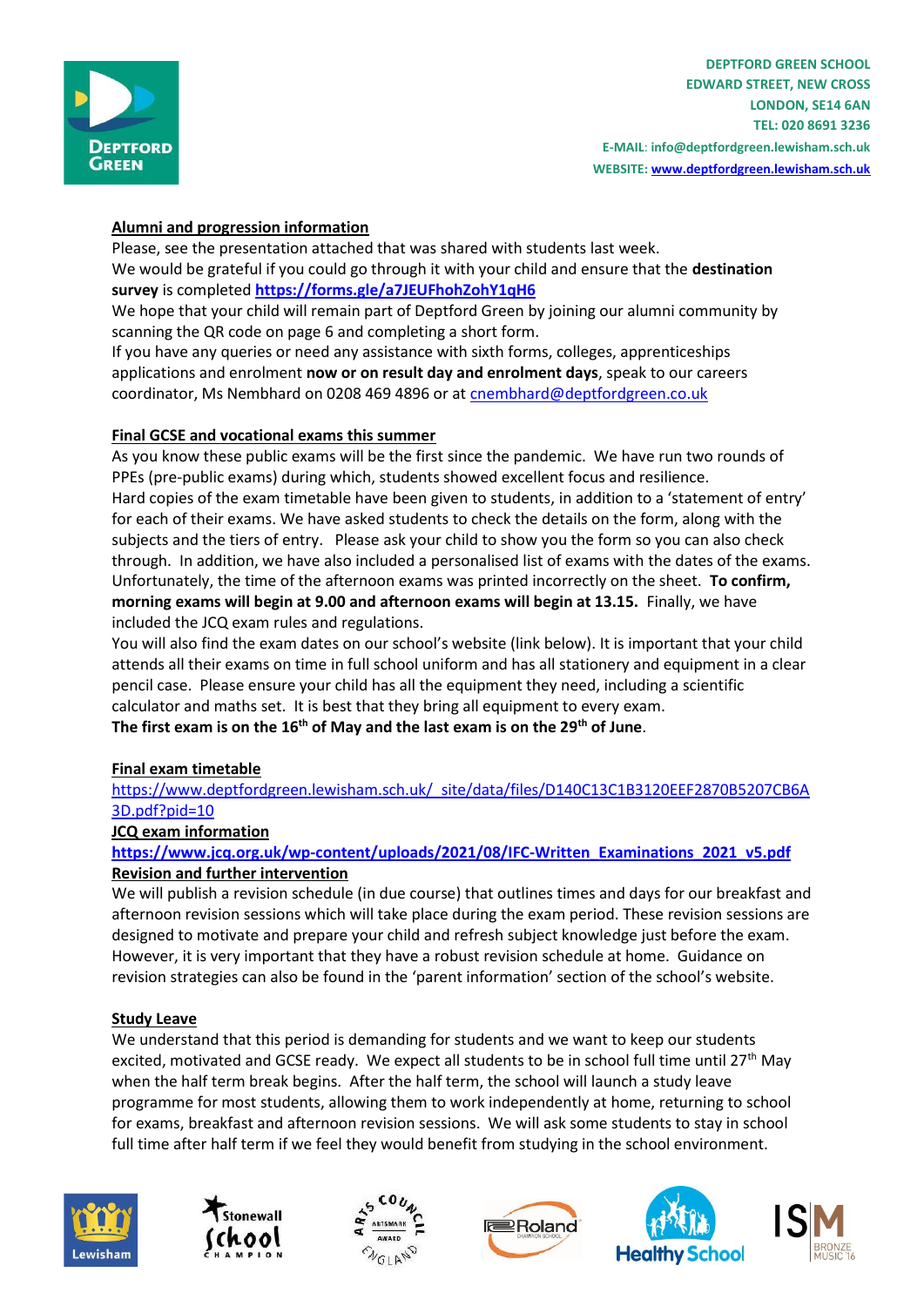**DEPTFORD GREEN SCHOOL**
**EDWARD STREET, NEW CROSS**
**LONDON, SE14 6AN**
**TEL: 020 8691 3236**
**E-MAIL: info@deptfordgreen.lewisham.sch.uk**
**WEBSITE: www.deptfordgreen.lewisham.sch.uk**

## Alumni and progression information

Please, see the presentation attached that was shared with students last week.
We would be grateful if you could go through it with your child and ensure that the **destination survey** is completed **https://forms.gle/a7JEUFhohZohY1qH6**
We hope that your child will remain part of Deptford Green by joining our alumni community by scanning the QR code on page 6 and completing a short form.
If you have any queries or need any assistance with sixth forms, colleges, apprenticeships applications and enrolment **now or on result day and enrolment days**, speak to our careers coordinator, Ms Nembhard on 0208 469 4896 or at cnembhard@deptfordgreen.co.uk

## Final GCSE and vocational exams this summer

As you know these public exams will be the first since the pandemic. We have run two rounds of PPEs (pre-public exams) during which, students showed excellent focus and resilience.
Hard copies of the exam timetable have been given to students, in addition to a 'statement of entry' for each of their exams. We have asked students to check the details on the form, along with the subjects and the tiers of entry. Please ask your child to show you the form so you can also check through. In addition, we have also included a personalised list of exams with the dates of the exams. Unfortunately, the time of the afternoon exams was printed incorrectly on the sheet. **To confirm, morning exams will begin at 9.00 and afternoon exams will begin at 13.15.** Finally, we have included the JCQ exam rules and regulations.
You will also find the exam dates on our school's website (link below). It is important that your child attends all their exams on time in full school uniform and has all stationery and equipment in a clear pencil case. Please ensure your child has all the equipment they need, including a scientific calculator and maths set. It is best that they bring all equipment to every exam.
**The first exam is on the 16th of May and the last exam is on the 29th of June**.

## Final exam timetable

https://www.deptfordgreen.lewisham.sch.uk/_site/data/files/D140C13C1B3120EEF2870B5207CB6A3D.pdf?pid=10

## JCQ exam information

**https://www.jcq.org.uk/wp-content/uploads/2021/08/IFC-Written_Examinations_2021_v5.pdf**

## Revision and further intervention

We will publish a revision schedule (in due course) that outlines times and days for our breakfast and afternoon revision sessions which will take place during the exam period. These revision sessions are designed to motivate and prepare your child and refresh subject knowledge just before the exam. However, it is very important that they have a robust revision schedule at home. Guidance on revision strategies can also be found in the 'parent information' section of the school's website.

## Study Leave

We understand that this period is demanding for students and we want to keep our students excited, motivated and GCSE ready. We expect all students to be in school full time until 27th May when the half term break begins. After the half term, the school will launch a study leave programme for most students, allowing them to work independently at home, returning to school for exams, breakfast and afternoon revision sessions. We will ask some students to stay in school full time after half term if we feel they would benefit from studying in the school environment.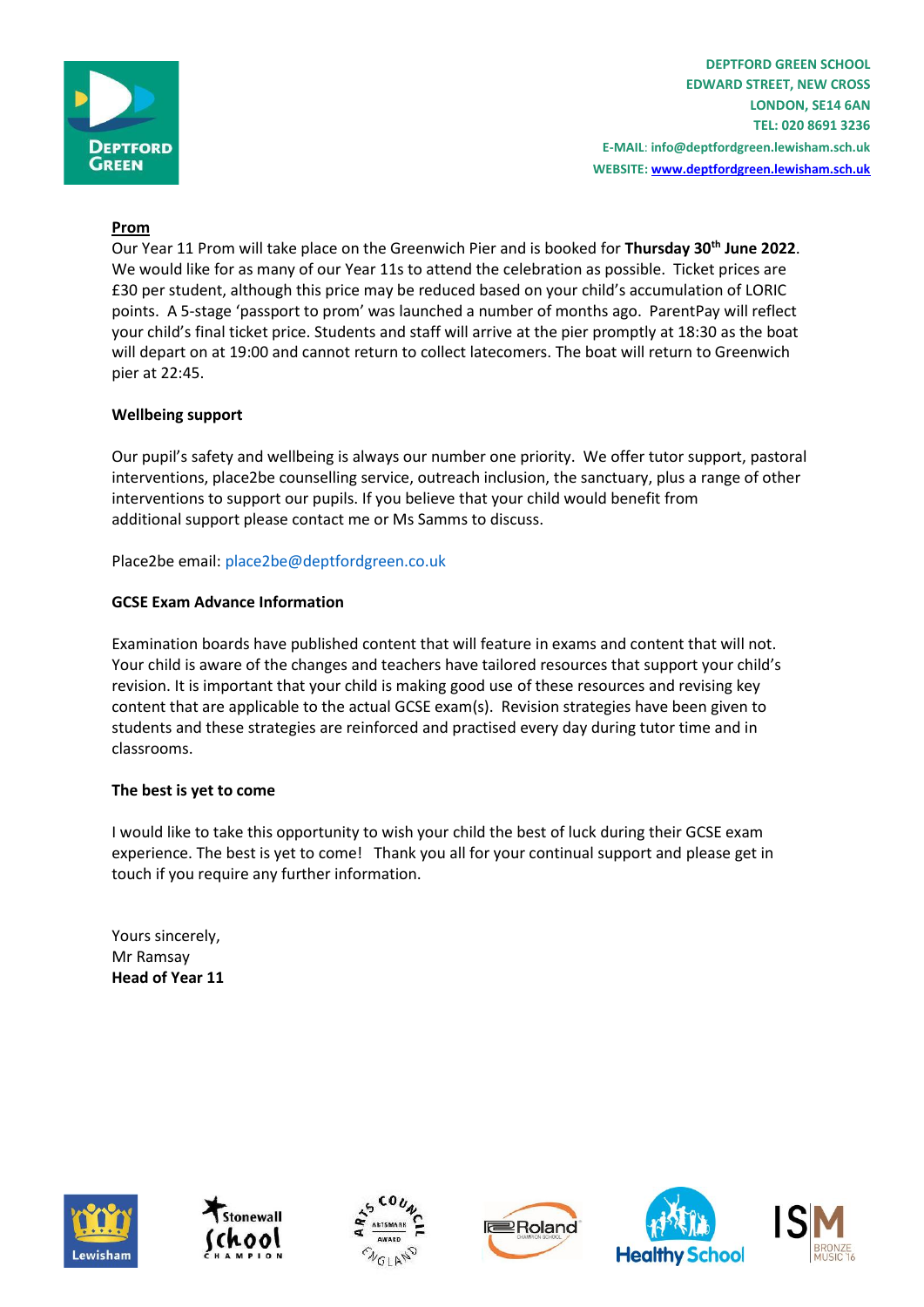DEPTFORD GREEN SCHOOL
EDWARD STREET, NEW CROSS
LONDON, SE14 6AN
TEL: 020 8691 3236
E-MAIL: info@deptfordgreen.lewisham.sch.uk
WEBSITE: www.deptfordgreen.lewisham.sch.uk

**Prom**

Our Year 11 Prom will take place on the Greenwich Pier and is booked for **Thursday 30th June 2022**. We would like for as many of our Year 11s to attend the celebration as possible. Ticket prices are £30 per student, although this price may be reduced based on your child's accumulation of LORIC points. A 5-stage 'passport to prom' was launched a number of months ago. ParentPay will reflect your child's final ticket price. Students and staff will arrive at the pier promptly at 18:30 as the boat will depart on at 19:00 and cannot return to collect latecomers. The boat will return to Greenwich pier at 22:45.

**Wellbeing support**

Our pupil's safety and wellbeing is always our number one priority. We offer tutor support, pastoral interventions, place2be counselling service, outreach inclusion, the sanctuary, plus a range of other interventions to support our pupils. If you believe that your child would benefit from additional support please contact me or Ms Samms to discuss.

Place2be email: place2be@deptfordgreen.co.uk

**GCSE Exam Advance Information**

Examination boards have published content that will feature in exams and content that will not. Your child is aware of the changes and teachers have tailored resources that support your child's revision. It is important that your child is making good use of these resources and revising key content that are applicable to the actual GCSE exam(s). Revision strategies have been given to students and these strategies are reinforced and practised every day during tutor time and in classrooms.

**The best is yet to come**

I would like to take this opportunity to wish your child the best of luck during their GCSE exam experience. The best is yet to come! Thank you all for your continual support and please get in touch if you require any further information.

Yours sincerely,
Mr Ramsay
**Head of Year 11**